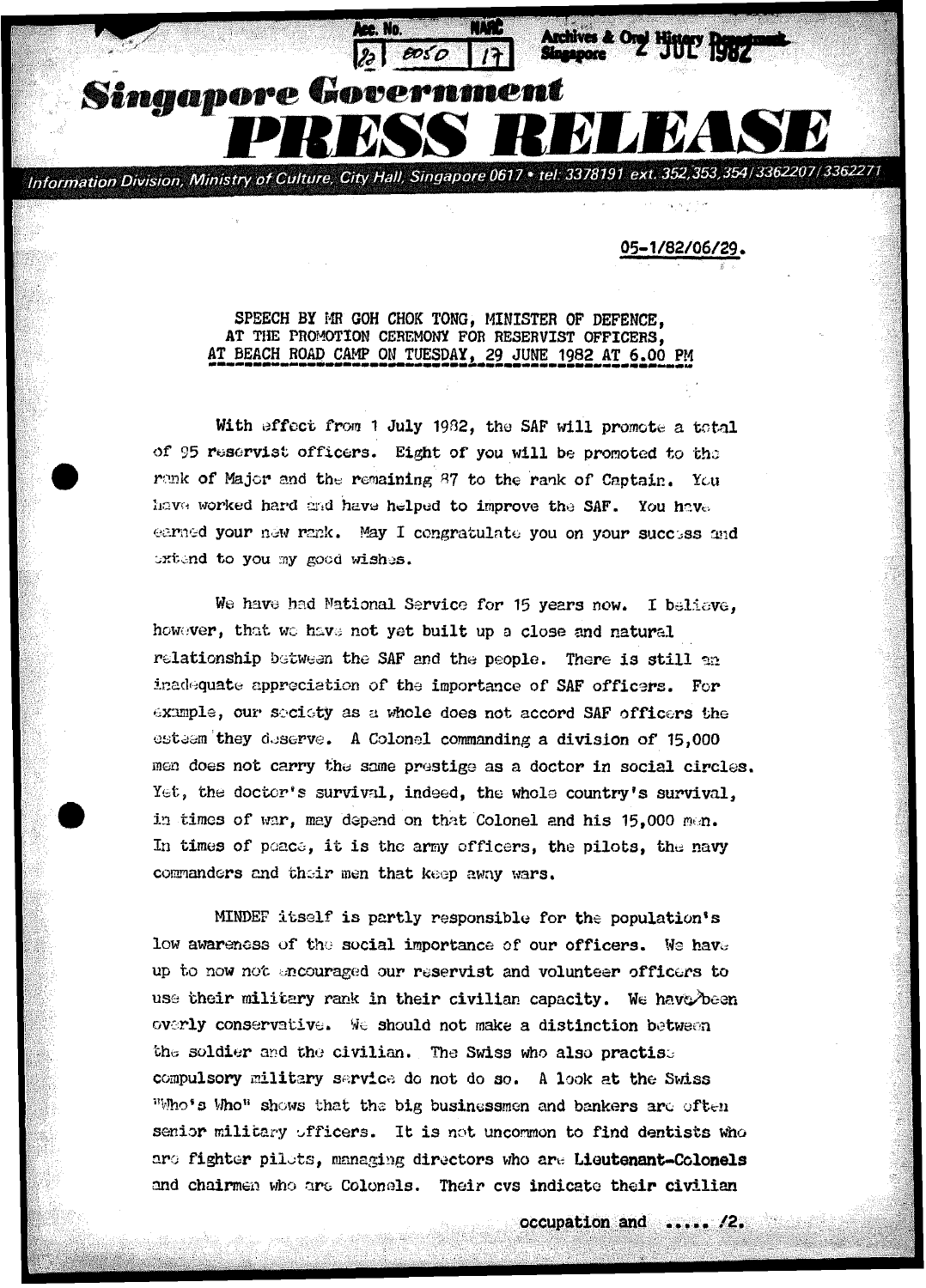Singapore Government

# PRESS RELEASE

Information Division, Ministry of Culture, City Hall, Singapore 0617 • tel: 3378191 ext. 352,353,354/3362207/3362271

05-1/82/06/29.

SPEECH BY MR GOH CHOK TONG, MINISTER OF DEFENCE, AT THE PROMOTION CEREMONY FOR RESERVIST OFFICERS, AT BEACH ROAD CAMP ON TUESDAY, 29 JUNE 1982 AT 6.00 PM

With effect from 1 July 1982, the SAF will promote a total of 95 reservist officers. Eight of you will be promoted to the rank of Major and the remaining 87 to the rank of Captain. You have worked hard and have helped to improve the SAF. You have earned your new rank. May I congratulate you on your success and extend to you my good wishes.

We have had National Service for 15 years now. I believe, however, that we have not yet built up a close and natural relationship between the SAF and the people. There is still an inadequate appreciation of the importance of SAF officers. For example, our society as a whole does not accord SAF officers the esteem they deserve. A Colonel commanding a division of 15,000 men does not carry the same prestige as a doctor in social circles. Yet, the doctor's survival, indeed, the whole country's survival, in times of war, may depend on that Colonel and his 15,000 men. In times of peace, it is the army officers, the pilots, the navy commanders and their men that keep away wars.

MINDEF itself is partly responsible for the population's low awareness of the social importance of our officers. We have up to now not encouraged our reservist and volunteer officers to use their military rank in their civilian capacity. We have been overly conservative. We should not make a distinction between the soldier and the civilian. The Swiss who also practise compulsory military service do not do so. A look at the Swiss "Who's Who" shows that the big businessmen and bankers are often senior military officers. It is not uncommon to find dentists who are fighter pilots, managing directors who are Lieutenant-Colonels and chairmen who are Colonels. Their cvs indicate their civilian occupation and ..... /2.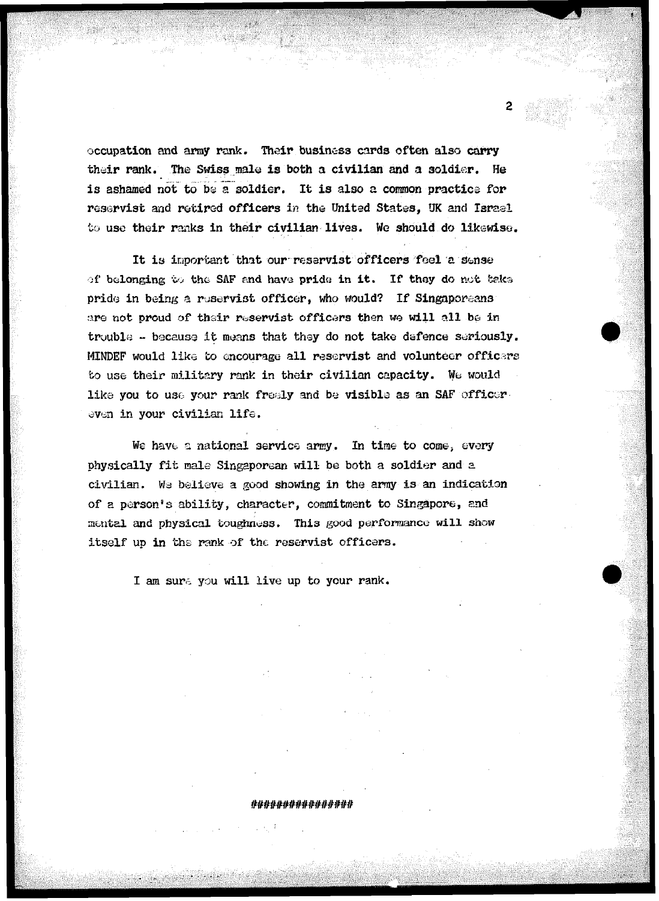occupation and army rank. Their business cards often also carry their rank. The Swiss male is both a civilian and a soldier. He is ashamed not to be a soldier. It is also a common practice for reservist and retired officers in the United States, UK and Israel to use their ranks in their civilian lives. We should do likewise.

It is important that our reservist officers feel a sense of belonging to the SAF and have pride in it. If they do not take pride in being a reservist officer, who would? If Singaporeans are not proud of their reservist officers then we will all be in trouble - because it means that they do not take defence seriously. MINDEF would like to encourage all reservist and volunteer officers to use their military rank in their civilian capacity. We would like you to use your rank freely and be visible as an SAF officer even in your civilian life.

We have a national service army. In time to come, every physically fit male Singaporean will be both a soldier and a civilian. We believe a good showing in the army is an indication of a person's ability, character, commitment to Singapore, and mental and physical toughness. This good performance will show itself up in the rank of the reservist officers.

I am sure you will live up to your rank.

################